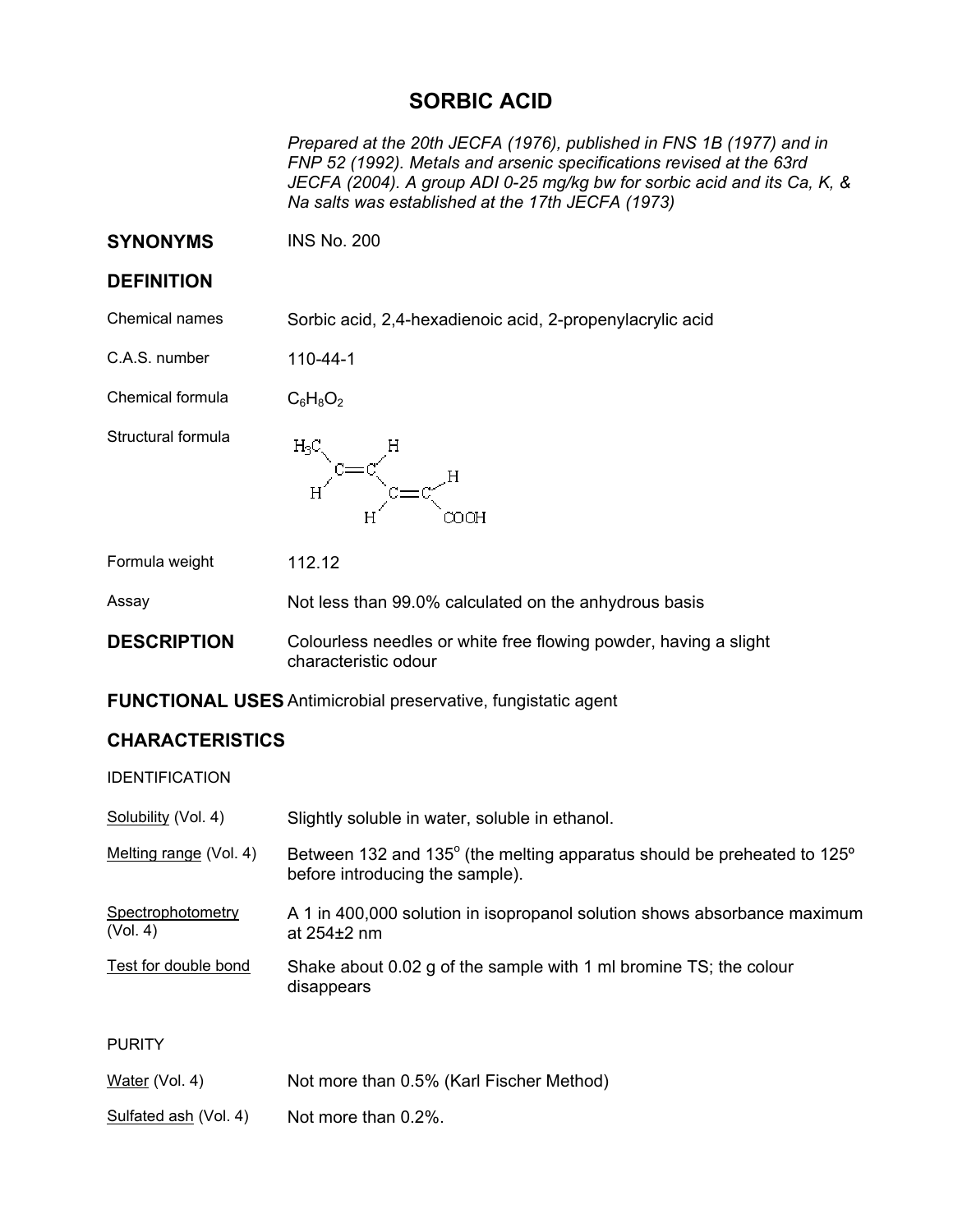# SORBIC ACID

*Prepared at the 20th JECFA (1976), published in FNS 1B (1977) and in FNP 52 (1992). Metals and arsenic specifications revised at the 63rd JECFA (2004). A group ADI 0-25 mg/kg bw for sorbic acid and its Ca, K, & Na salts was established at the 17th JECFA (1973)*

## SYNONYMS

INS No. 200

## DEFINITION

**Chemical names:** Sorbic acid, 2,4-hexadienoic acid, 2-propenylacrylic acid

**C.A.S. number:** 110-44-1

**Chemical formula:** $C_6H_8O_2$

**Structural formula:** $H_3C$–CH=CH–CH=CH–COOH

**Formula weight:** 112.12

**Assay:** Not less than 99.0% calculated on the anhydrous basis

## DESCRIPTION

Colourless needles or white free flowing powder, having a slight characteristic odour

## FUNCTIONAL USES

Antimicrobial preservative, fungistatic agent

## CHARACTERISTICS

### IDENTIFICATION

**Solubility (Vol. 4):** Slightly soluble in water, soluble in ethanol.

**Melting range (Vol. 4):** Between 132 and 135° (the melting apparatus should be preheated to 125° before introducing the sample).

**Spectrophotometry (Vol. 4):** A 1 in 400,000 solution in isopropanol solution shows absorbance maximum at 254±2 nm

**Test for double bond:** Shake about 0.02 g of the sample with 1 ml bromine TS; the colour disappears

### PURITY

**Water (Vol. 4):** Not more than 0.5% (Karl Fischer Method)

**Sulfated ash (Vol. 4):** Not more than 0.2%.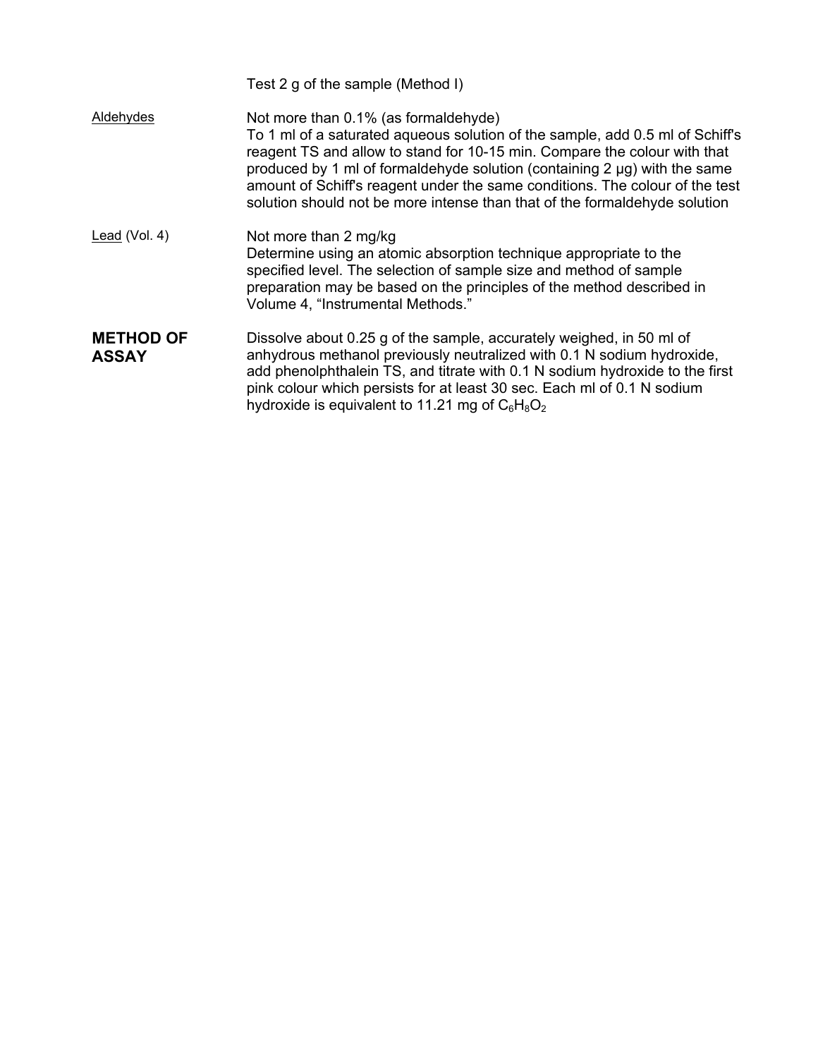Test 2 g of the sample (Method I)

Aldehydes

Not more than 0.1% (as formaldehyde)
To 1 ml of a saturated aqueous solution of the sample, add 0.5 ml of Schiff's reagent TS and allow to stand for 10-15 min. Compare the colour with that produced by 1 ml of formaldehyde solution (containing 2 µg) with the same amount of Schiff's reagent under the same conditions. The colour of the test solution should not be more intense than that of the formaldehyde solution

Lead (Vol. 4)

Not more than 2 mg/kg
Determine using an atomic absorption technique appropriate to the specified level. The selection of sample size and method of sample preparation may be based on the principles of the method described in Volume 4, "Instrumental Methods."

## METHOD OF ASSAY

Dissolve about 0.25 g of the sample, accurately weighed, in 50 ml of anhydrous methanol previously neutralized with 0.1 N sodium hydroxide, add phenolphthalein TS, and titrate with 0.1 N sodium hydroxide to the first pink colour which persists for at least 30 sec. Each ml of 0.1 N sodium hydroxide is equivalent to 11.21 mg of $C_6H_8O_2$